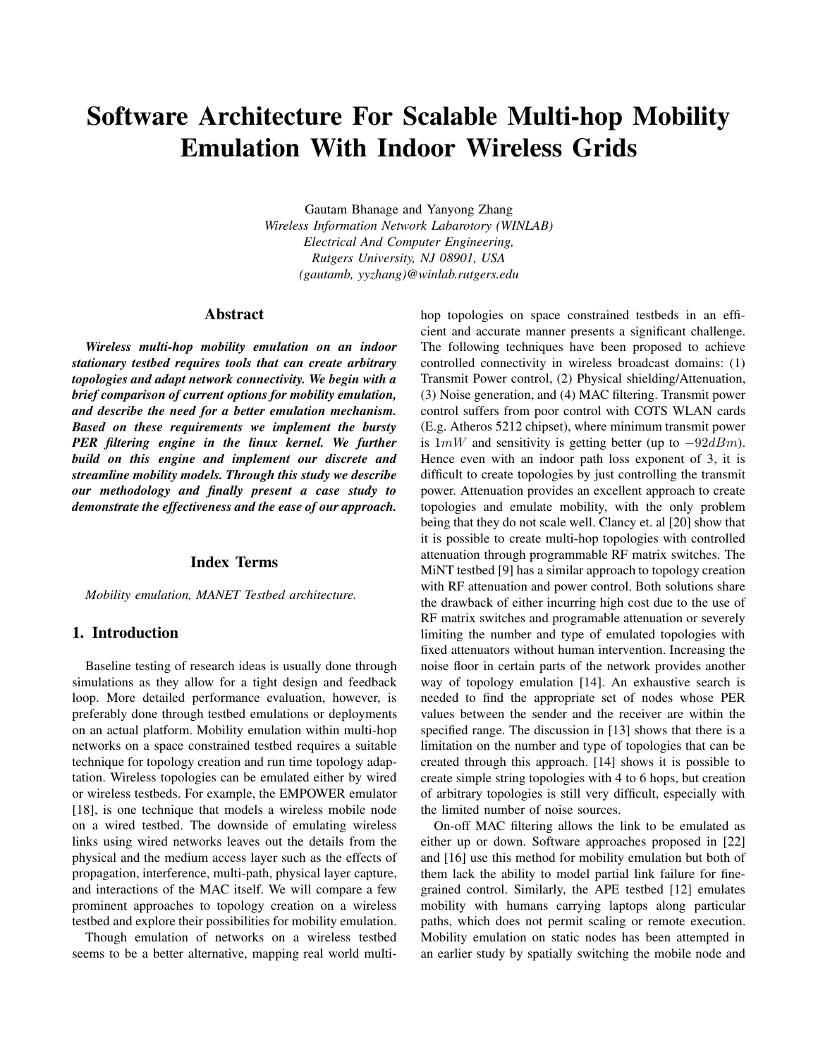# Software Architecture For Scalable Multi-hop Mobility Emulation With Indoor Wireless Grids

Gautam Bhanage and Yanyong Zhang

*Wireless Information Network Labarotory (WINLAB)*
*Electrical And Computer Engineering,*
*Rutgers University, NJ 08901, USA*
*(gautamb, yyzhang)@winlab.rutgers.edu*

## Abstract

***Wireless multi-hop mobility emulation on an indoor stationary testbed requires tools that can create arbitrary topologies and adapt network connectivity. We begin with a brief comparison of current options for mobility emulation, and describe the need for a better emulation mechanism. Based on these requirements we implement the bursty PER filtering engine in the linux kernel. We further build on this engine and implement our discrete and streamline mobility models. Through this study we describe our methodology and finally present a case study to demonstrate the effectiveness and the ease of our approach.***

## Index Terms

*Mobility emulation, MANET Testbed architecture.*

## 1. Introduction

Baseline testing of research ideas is usually done through simulations as they allow for a tight design and feedback loop. More detailed performance evaluation, however, is preferably done through testbed emulations or deployments on an actual platform. Mobility emulation within multi-hop networks on a space constrained testbed requires a suitable technique for topology creation and run time topology adaptation. Wireless topologies can be emulated either by wired or wireless testbeds. For example, the EMPOWER emulator [18], is one technique that models a wireless mobile node on a wired testbed. The downside of emulating wireless links using wired networks leaves out the details from the physical and the medium access layer such as the effects of propagation, interference, multi-path, physical layer capture, and interactions of the MAC itself. We will compare a few prominent approaches to topology creation on a wireless testbed and explore their possibilities for mobility emulation.

Though emulation of networks on a wireless testbed seems to be a better alternative, mapping real world multi-hop topologies on space constrained testbeds in an efficient and accurate manner presents a significant challenge. The following techniques have been proposed to achieve controlled connectivity in wireless broadcast domains: (1) Transmit Power control, (2) Physical shielding/Attenuation, (3) Noise generation, and (4) MAC filtering. Transmit power control suffers from poor control with COTS WLAN cards (E.g. Atheros 5212 chipset), where minimum transmit power is $1mW$ and sensitivity is getting better (up to $-92dBm$). Hence even with an indoor path loss exponent of 3, it is difficult to create topologies by just controlling the transmit power. Attenuation provides an excellent approach to create topologies and emulate mobility, with the only problem being that they do not scale well. Clancy et. al [20] show that it is possible to create multi-hop topologies with controlled attenuation through programmable RF matrix switches. The MiNT testbed [9] has a similar approach to topology creation with RF attenuation and power control. Both solutions share the drawback of either incurring high cost due to the use of RF matrix switches and programable attenuation or severely limiting the number and type of emulated topologies with fixed attenuators without human intervention. Increasing the noise floor in certain parts of the network provides another way of topology emulation [14]. An exhaustive search is needed to find the appropriate set of nodes whose PER values between the sender and the receiver are within the specified range. The discussion in [13] shows that there is a limitation on the number and type of topologies that can be created through this approach. [14] shows it is possible to create simple string topologies with 4 to 6 hops, but creation of arbitrary topologies is still very difficult, especially with the limited number of noise sources.

On-off MAC filtering allows the link to be emulated as either up or down. Software approaches proposed in [22] and [16] use this method for mobility emulation but both of them lack the ability to model partial link failure for fine-grained control. Similarly, the APE testbed [12] emulates mobility with humans carrying laptops along particular paths, which does not permit scaling or remote execution. Mobility emulation on static nodes has been attempted in an earlier study by spatially switching the mobile node and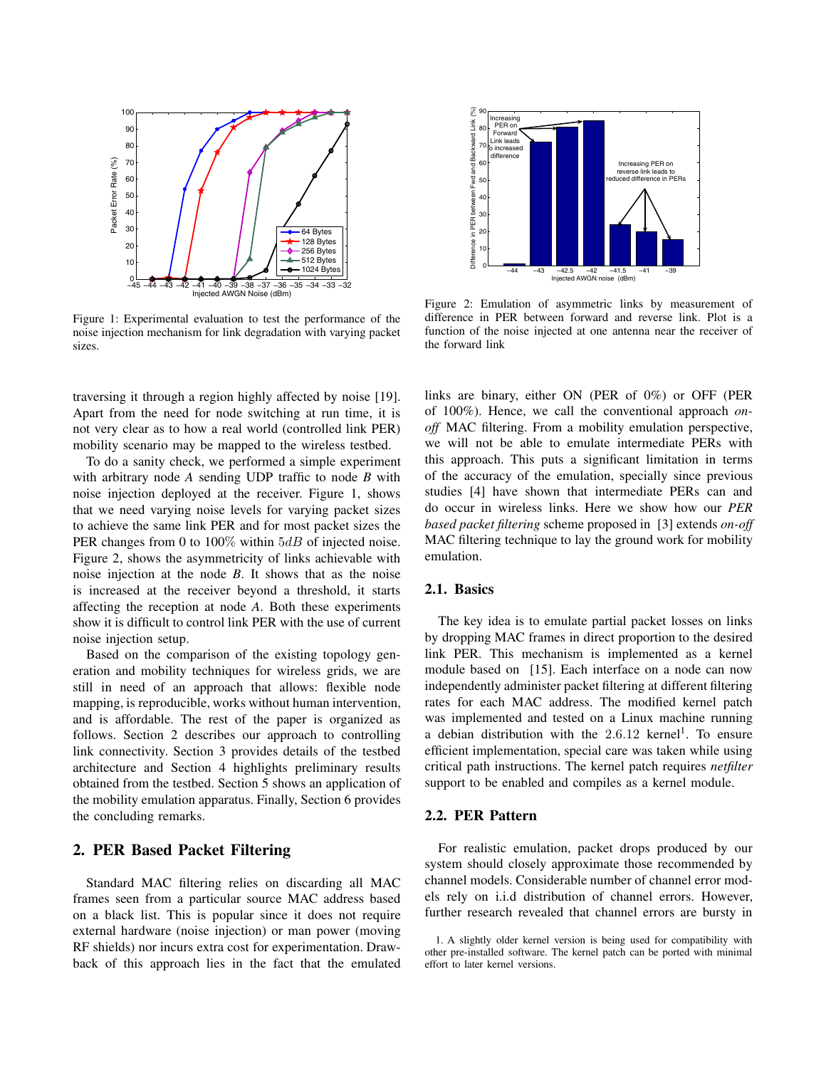100
90
80
70
60
50
40
30
20
10
0
−45 −44 −43 −42 −41 −40 −39 −38 −37 −36 −35 −34 −33 −32
Packet Error Rate (%)
Injected AWGN Noise (dBm)
64 Bytes
128 Bytes
256 Bytes
512 Bytes
1024 Bytes

Figure 1: Experimental evaluation to test the performance of the noise injection mechanism for link degradation with varying packet sizes.

90
80
70
60
50
40
30
20
10
0
Difference in PER between Fwd and Backward Link (%)
−44 −43 −42.5 −42 −41.5 −41 −39
Injected AWGN noise (dBm)
Increasing PER on Forward Link leads to increased difference
Increasing PER on reverse link leads to reduced difference in PERs

Figure 2: Emulation of asymmetric links by measurement of difference in PER between forward and reverse link. Plot is a function of the noise injected at one antenna near the receiver of the forward link

traversing it through a region highly affected by noise [19]. Apart from the need for node switching at run time, it is not very clear as to how a real world (controlled link PER) mobility scenario may be mapped to the wireless testbed.

To do a sanity check, we performed a simple experiment with arbitrary node *A* sending UDP traffic to node *B* with noise injection deployed at the receiver. Figure 1, shows that we need varying noise levels for varying packet sizes to achieve the same link PER and for most packet sizes the PER changes from 0 to 100% within $5dB$ of injected noise. Figure 2, shows the asymmetricity of links achievable with noise injection at the node *B*. It shows that as the noise is increased at the receiver beyond a threshold, it starts affecting the reception at node *A*. Both these experiments show it is difficult to control link PER with the use of current noise injection setup.

Based on the comparison of the existing topology generation and mobility techniques for wireless grids, we are still in need of an approach that allows: flexible node mapping, is reproducible, works without human intervention, and is affordable. The rest of the paper is organized as follows. Section 2 describes our approach to controlling link connectivity. Section 3 provides details of the testbed architecture and Section 4 highlights preliminary results obtained from the testbed. Section 5 shows an application of the mobility emulation apparatus. Finally, Section 6 provides the concluding remarks.

## 2. PER Based Packet Filtering

Standard MAC filtering relies on discarding all MAC frames seen from a particular source MAC address based on a black list. This is popular since it does not require external hardware (noise injection) or man power (moving RF shields) nor incurs extra cost for experimentation. Drawback of this approach lies in the fact that the emulated links are binary, either ON (PER of 0%) or OFF (PER of 100%). Hence, we call the conventional approach *on-off* MAC filtering. From a mobility emulation perspective, we will not be able to emulate intermediate PERs with this approach. This puts a significant limitation in terms of the accuracy of the emulation, specially since previous studies [4] have shown that intermediate PERs can and do occur in wireless links. Here we show how our *PER based packet filtering* scheme proposed in [3] extends *on-off* MAC filtering technique to lay the ground work for mobility emulation.

### 2.1. Basics

The key idea is to emulate partial packet losses on links by dropping MAC frames in direct proportion to the desired link PER. This mechanism is implemented as a kernel module based on [15]. Each interface on a node can now independently administer packet filtering at different filtering rates for each MAC address. The modified kernel patch was implemented and tested on a Linux machine running a debian distribution with the 2.6.12 kernel[1]. To ensure efficient implementation, special care was taken while using critical path instructions. The kernel patch requires *netfilter* support to be enabled and compiles as a kernel module.

### 2.2. PER Pattern

For realistic emulation, packet drops produced by our system should closely approximate those recommended by channel models. Considerable number of channel error models rely on i.i.d distribution of channel errors. However, further research revealed that channel errors are bursty in

1. A slightly older kernel version is being used for compatibility with other pre-installed software. The kernel patch can be ported with minimal effort to later kernel versions.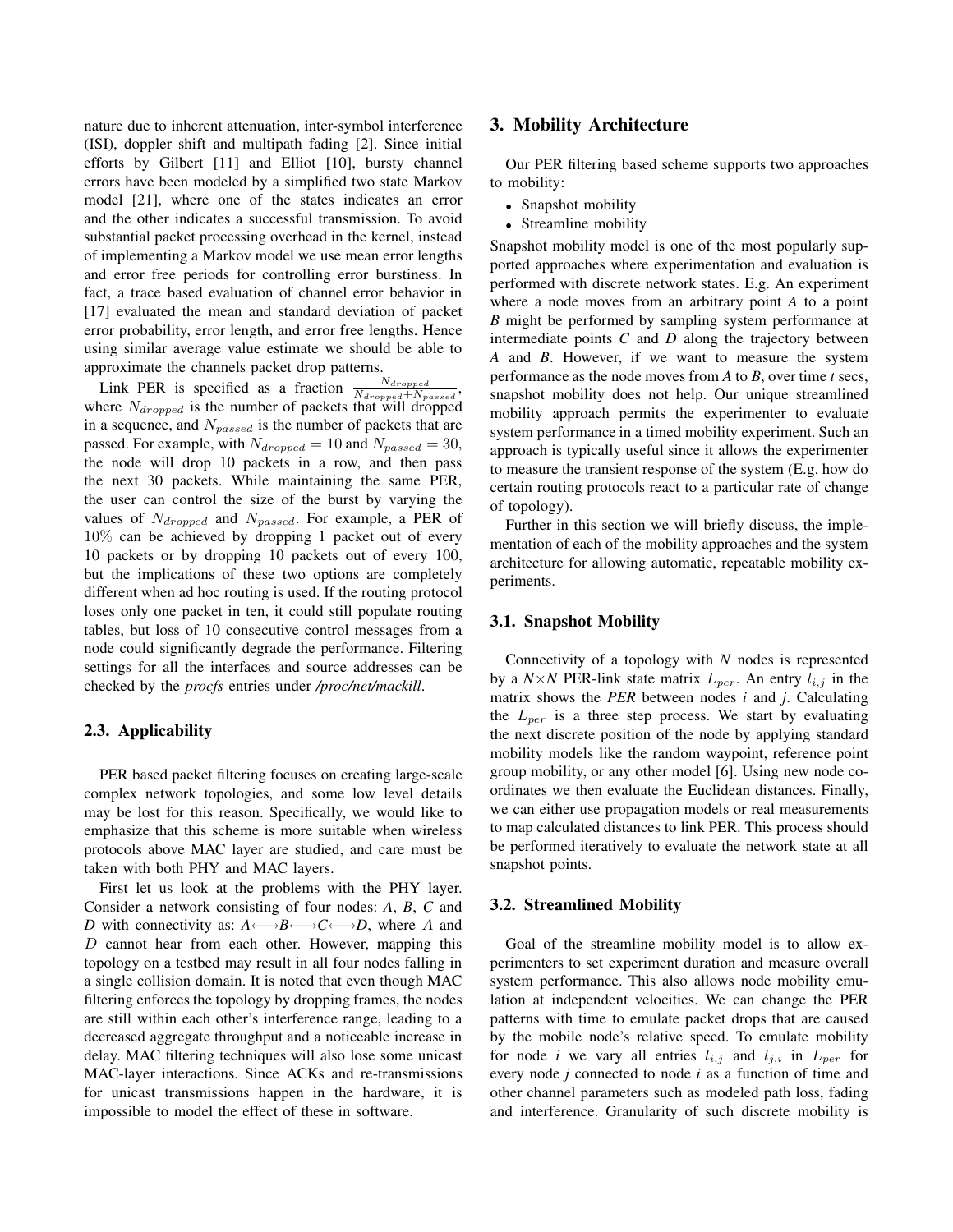nature due to inherent attenuation, inter-symbol interference (ISI), doppler shift and multipath fading [2]. Since initial efforts by Gilbert [11] and Elliot [10], bursty channel errors have been modeled by a simplified two state Markov model [21], where one of the states indicates an error and the other indicates a successful transmission. To avoid substantial packet processing overhead in the kernel, instead of implementing a Markov model we use mean error lengths and error free periods for controlling error burstiness. In fact, a trace based evaluation of channel error behavior in [17] evaluated the mean and standard deviation of packet error probability, error length, and error free lengths. Hence using similar average value estimate we should be able to approximate the channels packet drop patterns.

Link PER is specified as a fraction $\frac{N_{dropped}}{N_{dropped}+N_{passed}}$, where $N_{dropped}$ is the number of packets that will dropped in a sequence, and $N_{passed}$ is the number of packets that are passed. For example, with $N_{dropped} = 10$ and $N_{passed} = 30$, the node will drop 10 packets in a row, and then pass the next 30 packets. While maintaining the same PER, the user can control the size of the burst by varying the values of $N_{dropped}$ and $N_{passed}$. For example, a PER of $10\%$ can be achieved by dropping 1 packet out of every 10 packets or by dropping 10 packets out of every 100, but the implications of these two options are completely different when ad hoc routing is used. If the routing protocol loses only one packet in ten, it could still populate routing tables, but loss of 10 consecutive control messages from a node could significantly degrade the performance. Filtering settings for all the interfaces and source addresses can be checked by the *procfs* entries under */proc/net/mackill*.

### 2.3. Applicability

PER based packet filtering focuses on creating large-scale complex network topologies, and some low level details may be lost for this reason. Specifically, we would like to emphasize that this scheme is more suitable when wireless protocols above MAC layer are studied, and care must be taken with both PHY and MAC layers.

First let us look at the problems with the PHY layer. Consider a network consisting of four nodes: *A*, *B*, *C* and *D* with connectivity as: *A*⟷*B*⟷*C*⟷*D*, where $A$ and $D$ cannot hear from each other. However, mapping this topology on a testbed may result in all four nodes falling in a single collision domain. It is noted that even though MAC filtering enforces the topology by dropping frames, the nodes are still within each other's interference range, leading to a decreased aggregate throughput and a noticeable increase in delay. MAC filtering techniques will also lose some unicast MAC-layer interactions. Since ACKs and re-transmissions for unicast transmissions happen in the hardware, it is impossible to model the effect of these in software.

## 3. Mobility Architecture

Our PER filtering based scheme supports two approaches to mobility:

- Snapshot mobility
- Streamline mobility

Snapshot mobility model is one of the most popularly supported approaches where experimentation and evaluation is performed with discrete network states. E.g. An experiment where a node moves from an arbitrary point *A* to a point *B* might be performed by sampling system performance at intermediate points *C* and *D* along the trajectory between *A* and *B*. However, if we want to measure the system performance as the node moves from *A* to *B*, over time *t* secs, snapshot mobility does not help. Our unique streamlined mobility approach permits the experimenter to evaluate system performance in a timed mobility experiment. Such an approach is typically useful since it allows the experimenter to measure the transient response of the system (E.g. how do certain routing protocols react to a particular rate of change of topology).

Further in this section we will briefly discuss, the implementation of each of the mobility approaches and the system architecture for allowing automatic, repeatable mobility experiments.

### 3.1. Snapshot Mobility

Connectivity of a topology with *N* nodes is represented by a *N*×*N* PER-link state matrix $L_{per}$. An entry $l_{i,j}$ in the matrix shows the *PER* between nodes *i* and *j*. Calculating the $L_{per}$ is a three step process. We start by evaluating the next discrete position of the node by applying standard mobility models like the random waypoint, reference point group mobility, or any other model [6]. Using new node coordinates we then evaluate the Euclidean distances. Finally, we can either use propagation models or real measurements to map calculated distances to link PER. This process should be performed iteratively to evaluate the network state at all snapshot points.

### 3.2. Streamlined Mobility

Goal of the streamline mobility model is to allow experimenters to set experiment duration and measure overall system performance. This also allows node mobility emulation at independent velocities. We can change the PER patterns with time to emulate packet drops that are caused by the mobile node's relative speed. To emulate mobility for node *i* we vary all entries $l_{i,j}$ and $l_{j,i}$ in $L_{per}$ for every node *j* connected to node *i* as a function of time and other channel parameters such as modeled path loss, fading and interference. Granularity of such discrete mobility is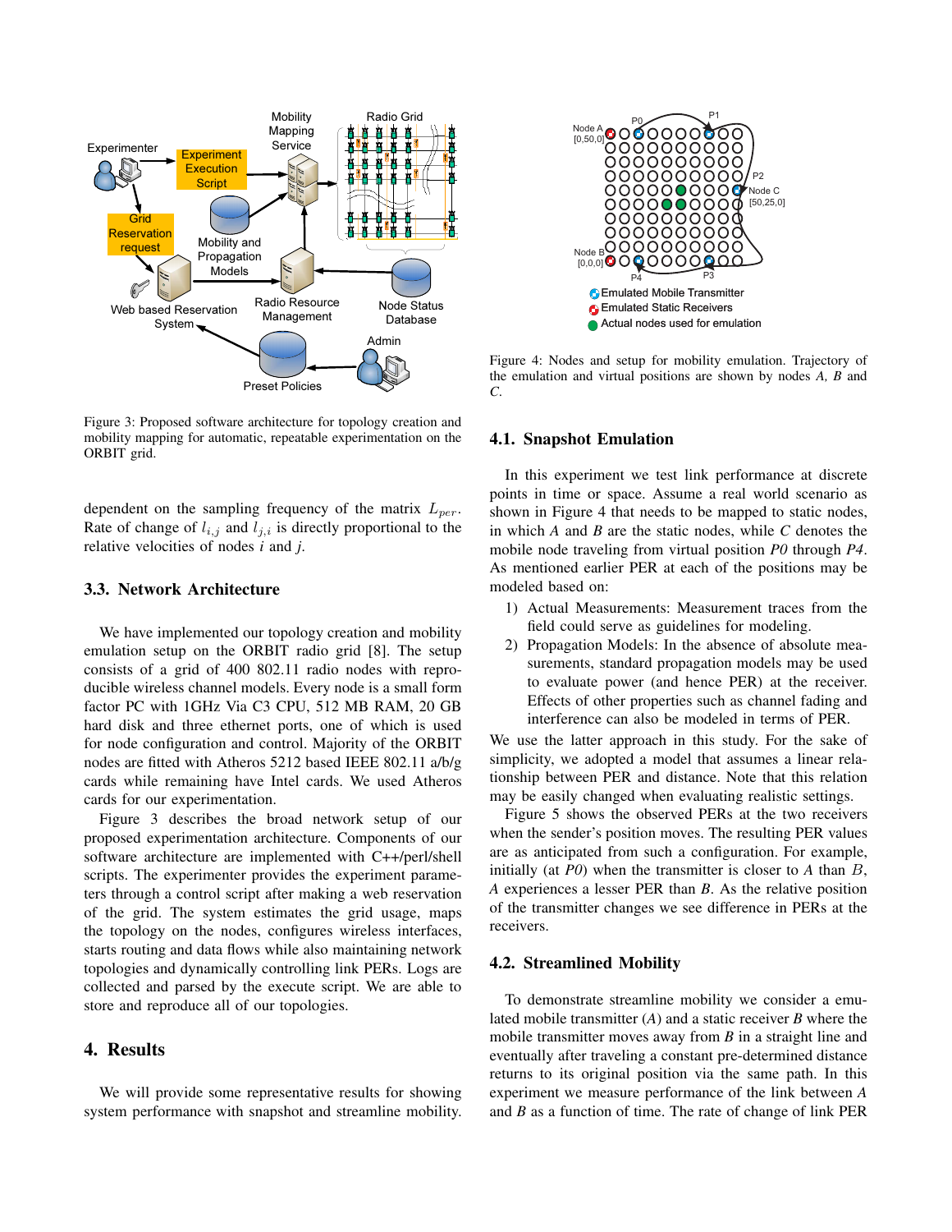Experimenter

Experiment Execution Script

Mobility Mapping Service

Radio Grid

Grid Reservation request

Mobility and Propagation Models

Web based Reservation System

Radio Resource Management

Node Status Database

Admin

Preset Policies

Figure 3: Proposed software architecture for topology creation and mobility mapping for automatic, repeatable experimentation on the ORBIT grid.

dependent on the sampling frequency of the matrix $L_{per}$. Rate of change of $l_{i,j}$ and $l_{j,i}$ is directly proportional to the relative velocities of nodes $i$ and $j$.

### 3.3. Network Architecture

We have implemented our topology creation and mobility emulation setup on the ORBIT radio grid [8]. The setup consists of a grid of 400 802.11 radio nodes with reproducible wireless channel models. Every node is a small form factor PC with 1GHz Via C3 CPU, 512 MB RAM, 20 GB hard disk and three ethernet ports, one of which is used for node configuration and control. Majority of the ORBIT nodes are fitted with Atheros 5212 based IEEE 802.11 a/b/g cards while remaining have Intel cards. We used Atheros cards for our experimentation.

Figure 3 describes the broad network setup of our proposed experimentation architecture. Components of our software architecture are implemented with C++/perl/shell scripts. The experimenter provides the experiment parameters through a control script after making a web reservation of the grid. The system estimates the grid usage, maps the topology on the nodes, configures wireless interfaces, starts routing and data flows while also maintaining network topologies and dynamically controlling link PERs. Logs are collected and parsed by the execute script. We are able to store and reproduce all of our topologies.

## 4. Results

We will provide some representative results for showing system performance with snapshot and streamline mobility.

Node A [0,50,0]

P0

P1

P2

Node C [50,25,0]

Node B [0,0,0]

P4

P3

Emulated Mobile Transmitter

Emulated Static Receivers

Actual nodes used for emulation

Figure 4: Nodes and setup for mobility emulation. Trajectory of the emulation and virtual positions are shown by nodes *A*, *B* and *C*.

### 4.1. Snapshot Emulation

In this experiment we test link performance at discrete points in time or space. Assume a real world scenario as shown in Figure 4 that needs to be mapped to static nodes, in which *A* and *B* are the static nodes, while *C* denotes the mobile node traveling from virtual position *P0* through *P4*. As mentioned earlier PER at each of the positions may be modeled based on:

1) Actual Measurements: Measurement traces from the field could serve as guidelines for modeling.
2) Propagation Models: In the absence of absolute measurements, standard propagation models may be used to evaluate power (and hence PER) at the receiver. Effects of other properties such as channel fading and interference can also be modeled in terms of PER.

We use the latter approach in this study. For the sake of simplicity, we adopted a model that assumes a linear relationship between PER and distance. Note that this relation may be easily changed when evaluating realistic settings.

Figure 5 shows the observed PERs at the two receivers when the sender's position moves. The resulting PER values are as anticipated from such a configuration. For example, initially (at *P0*) when the transmitter is closer to *A* than *B*, *A* experiences a lesser PER than *B*. As the relative position of the transmitter changes we see difference in PERs at the receivers.

### 4.2. Streamlined Mobility

To demonstrate streamline mobility we consider a emulated mobile transmitter (*A*) and a static receiver *B* where the mobile transmitter moves away from *B* in a straight line and eventually after traveling a constant pre-determined distance returns to its original position via the same path. In this experiment we measure performance of the link between *A* and *B* as a function of time. The rate of change of link PER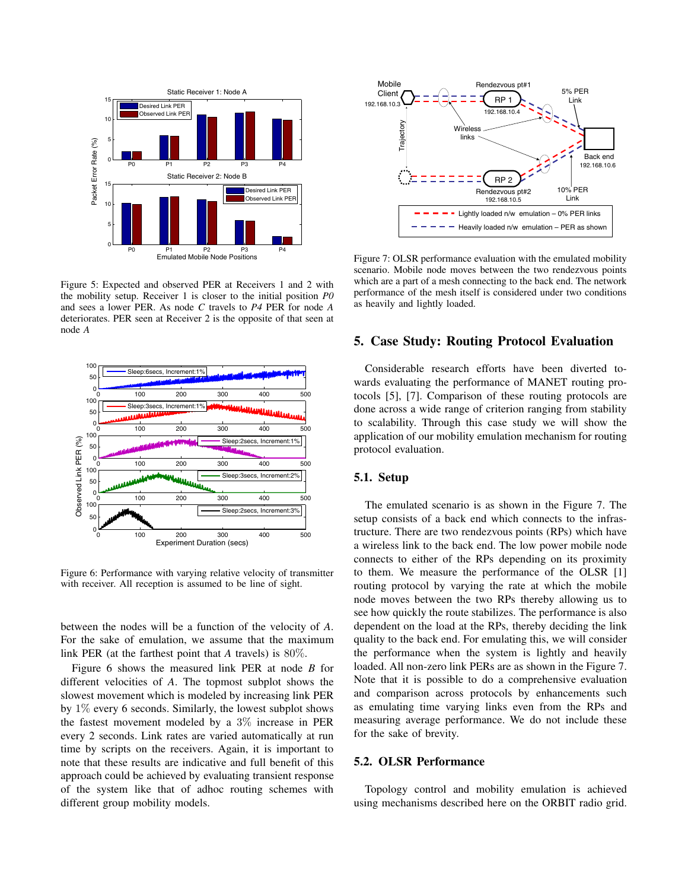Static Receiver 1: Node A

Desired Link PER
Observed Link PER

Packet Error Rate (%)

P0 P1 P2 P3 P4

Static Receiver 2: Node B

Desired Link PER
Observed Link PER

P0 P1 P2 P3 P4

Emulated Mobile Node Positions

Figure 5: Expected and observed PER at Receivers 1 and 2 with the mobility setup. Receiver 1 is closer to the initial position *P0* and sees a lower PER. As node *C* travels to *P4* PER for node *A* deteriorates. PER seen at Receiver 2 is the opposite of that seen at node *A*

Sleep:6secs, Increment:1%
Sleep:3secs, Increment:1%
Sleep:2secs, Increment:1%
Sleep:3secs, Increment:2%
Sleep:2secs, Increment:3%

Observed Link PER (%)

Experiment Duration (secs)

Figure 6: Performance with varying relative velocity of transmitter with receiver. All reception is assumed to be line of sight.

between the nodes will be a function of the velocity of *A*. For the sake of emulation, we assume that the maximum link PER (at the farthest point that *A* travels) is $80\%$.

Figure 6 shows the measured link PER at node *B* for different velocities of *A*. The topmost subplot shows the slowest movement which is modeled by increasing link PER by $1\%$ every 6 seconds. Similarly, the lowest subplot shows the fastest movement modeled by a $3\%$ increase in PER every 2 seconds. Link rates are varied automatically at run time by scripts on the receivers. Again, it is important to note that these results are indicative and full benefit of this approach could be achieved by evaluating transient response of the system like that of adhoc routing schemes with different group mobility models.

Mobile Client 192.168.10.3

Rendezvous pt#1
RP 1
192.168.10.4

5% PER Link

Wireless links

Trajectory

Back end 192.168.10.6

RP 2
Rendezvous pt#2
192.168.10.5

10% PER Link

Lightly loaded n/w emulation – 0% PER links
Heavily loaded n/w emulation – PER as shown

Figure 7: OLSR performance evaluation with the emulated mobility scenario. Mobile node moves between the two rendezvous points which are a part of a mesh connecting to the back end. The network performance of the mesh itself is considered under two conditions as heavily and lightly loaded.

## 5. Case Study: Routing Protocol Evaluation

Considerable research efforts have been diverted towards evaluating the performance of MANET routing protocols [5], [7]. Comparison of these routing protocols are done across a wide range of criterion ranging from stability to scalability. Through this case study we will show the application of our mobility emulation mechanism for routing protocol evaluation.

### 5.1. Setup

The emulated scenario is as shown in the Figure 7. The setup consists of a back end which connects to the infrastructure. There are two rendezvous points (RPs) which have a wireless link to the back end. The low power mobile node connects to either of the RPs depending on its proximity to them. We measure the performance of the OLSR [1] routing protocol by varying the rate at which the mobile node moves between the two RPs thereby allowing us to see how quickly the route stabilizes. The performance is also dependent on the load at the RPs, thereby deciding the link quality to the back end. For emulating this, we will consider the performance when the system is lightly and heavily loaded. All non-zero link PERs are as shown in the Figure 7. Note that it is possible to do a comprehensive evaluation and comparison across protocols by enhancements such as emulating time varying links even from the RPs and measuring average performance. We do not include these for the sake of brevity.

### 5.2. OLSR Performance

Topology control and mobility emulation is achieved using mechanisms described here on the ORBIT radio grid.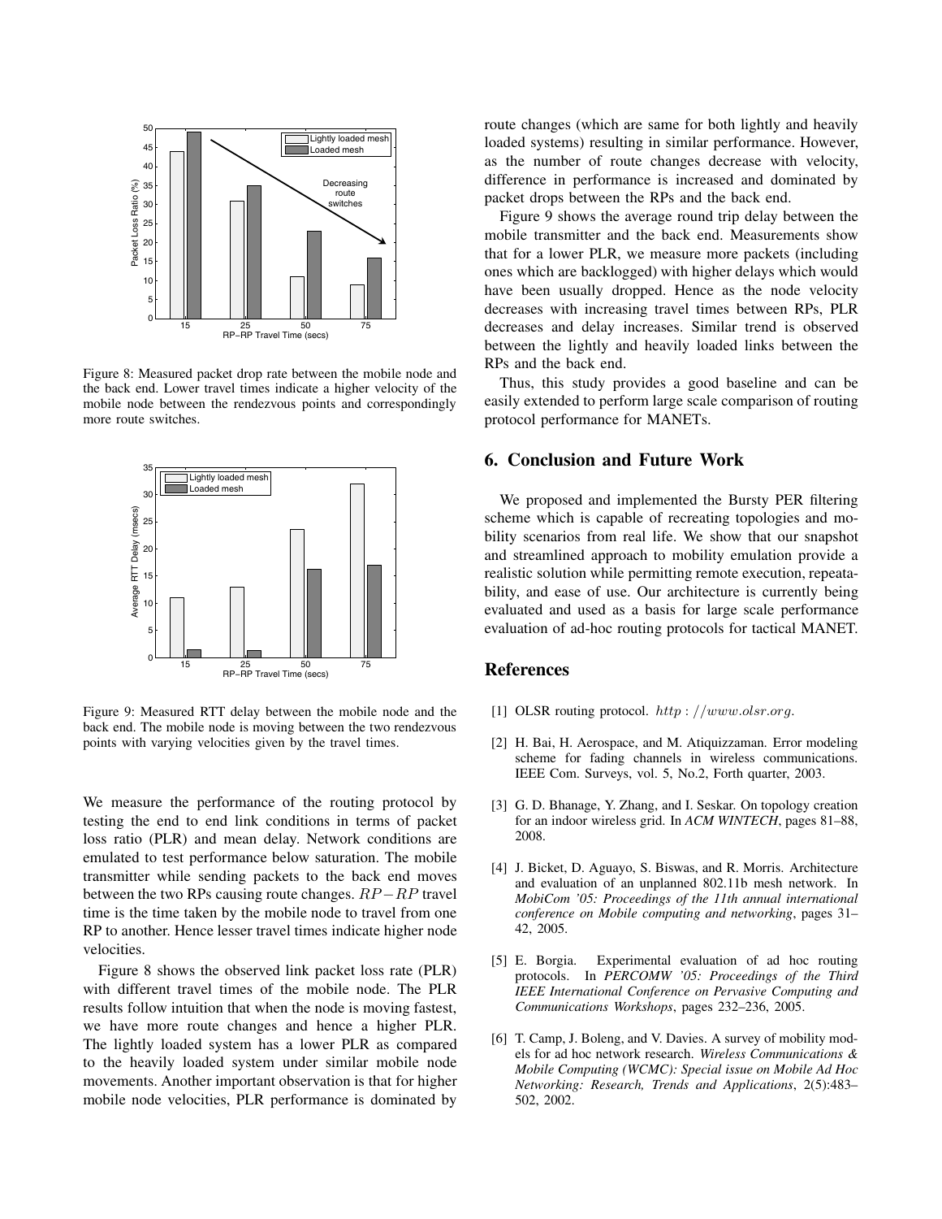50
45
40
35
30
25
20
15
10
5
0

Packet Loss Ratio (%)

Lightly loaded mesh
Loaded mesh

Decreasing
route
switches

15
25
50
75

RP−RP Travel Time (secs)

Figure 8: Measured packet drop rate between the mobile node and the back end. Lower travel times indicate a higher velocity of the mobile node between the rendezvous points and correspondingly more route switches.

35
30
25
20
15
10
5
0

Average RTT Delay (msecs)

Lightly loaded mesh
Loaded mesh

15
25
50
75

RP−RP Travel Time (secs)

Figure 9: Measured RTT delay between the mobile node and the back end. The mobile node is moving between the two rendezvous points with varying velocities given by the travel times.

We measure the performance of the routing protocol by testing the end to end link conditions in terms of packet loss ratio (PLR) and mean delay. Network conditions are emulated to test performance below saturation. The mobile transmitter while sending packets to the back end moves between the two RPs causing route changes. $RP-RP$ travel time is the time taken by the mobile node to travel from one RP to another. Hence lesser travel times indicate higher node velocities.

Figure 8 shows the observed link packet loss rate (PLR) with different travel times of the mobile node. The PLR results follow intuition that when the node is moving fastest, we have more route changes and hence a higher PLR. The lightly loaded system has a lower PLR as compared to the heavily loaded system under similar mobile node movements. Another important observation is that for higher mobile node velocities, PLR performance is dominated by route changes (which are same for both lightly and heavily loaded systems) resulting in similar performance. However, as the number of route changes decrease with velocity, difference in performance is increased and dominated by packet drops between the RPs and the back end.

Figure 9 shows the average round trip delay between the mobile transmitter and the back end. Measurements show that for a lower PLR, we measure more packets (including ones which are backlogged) with higher delays which would have been usually dropped. Hence as the node velocity decreases with increasing travel times between RPs, PLR decreases and delay increases. Similar trend is observed between the lightly and heavily loaded links between the RPs and the back end.

Thus, this study provides a good baseline and can be easily extended to perform large scale comparison of routing protocol performance for MANETs.

## 6. Conclusion and Future Work

We proposed and implemented the Bursty PER filtering scheme which is capable of recreating topologies and mobility scenarios from real life. We show that our snapshot and streamlined approach to mobility emulation provide a realistic solution while permitting remote execution, repeatability, and ease of use. Our architecture is currently being evaluated and used as a basis for large scale performance evaluation of ad-hoc routing protocols for tactical MANET.

## References

[1] OLSR routing protocol. $http://www.olsr.org$.

[2] H. Bai, H. Aerospace, and M. Atiquizzaman. Error modeling scheme for fading channels in wireless communications. IEEE Com. Surveys, vol. 5, No.2, Forth quarter, 2003.

[3] G. D. Bhanage, Y. Zhang, and I. Seskar. On topology creation for an indoor wireless grid. In *ACM WINTECH*, pages 81–88, 2008.

[4] J. Bicket, D. Aguayo, S. Biswas, and R. Morris. Architecture and evaluation of an unplanned 802.11b mesh network. In *MobiCom '05: Proceedings of the 11th annual international conference on Mobile computing and networking*, pages 31–42, 2005.

[5] E. Borgia. Experimental evaluation of ad hoc routing protocols. In *PERCOMW '05: Proceedings of the Third IEEE International Conference on Pervasive Computing and Communications Workshops*, pages 232–236, 2005.

[6] T. Camp, J. Boleng, and V. Davies. A survey of mobility models for ad hoc network research. *Wireless Communications & Mobile Computing (WCMC): Special issue on Mobile Ad Hoc Networking: Research, Trends and Applications*, 2(5):483–502, 2002.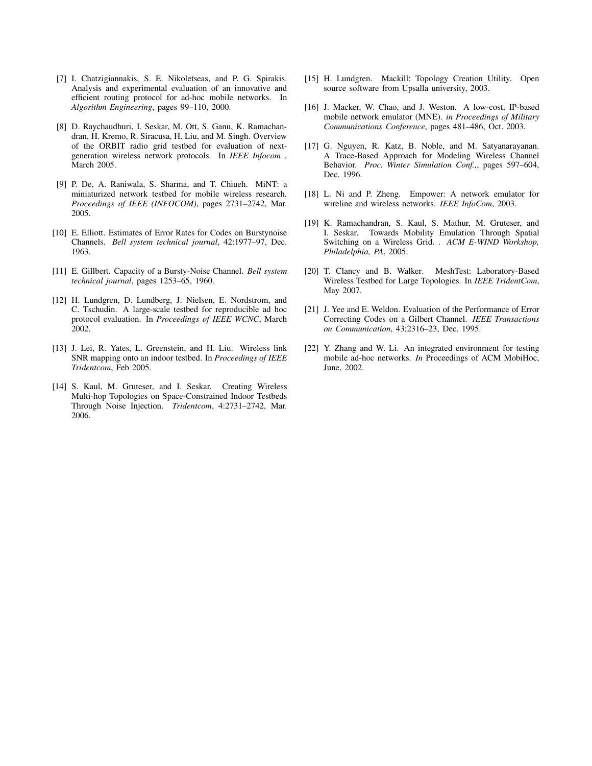[7] I. Chatzigiannakis, S. E. Nikoletseas, and P. G. Spirakis. Analysis and experimental evaluation of an innovative and efficient routing protocol for ad-hoc mobile networks. In *Algorithm Engineering*, pages 99–110, 2000.

[8] D. Raychaudhuri, I. Seskar, M. Ott, S. Ganu, K. Ramachandran, H. Kremo, R. Siracusa, H. Liu, and M. Singh. Overview of the ORBIT radio grid testbed for evaluation of next-generation wireless network protocols. In *IEEE Infocom* , March 2005.

[9] P. De, A. Raniwala, S. Sharma, and T. Chiueh. MiNT: a miniaturized network testbed for mobile wireless research. *Proceedings of IEEE (INFOCOM)*, pages 2731–2742, Mar. 2005.

[10] E. Elliott. Estimates of Error Rates for Codes on Burstynoise Channels. *Bell system technical journal*, 42:1977–97, Dec. 1963.

[11] E. Gillbert. Capacity of a Bursty-Noise Channel. *Bell system technical journal*, pages 1253–65, 1960.

[12] H. Lundgren, D. Lundberg, J. Nielsen, E. Nordstrom, and C. Tschudin. A large-scale testbed for reproducible ad hoc protocol evaluation. In *Proceedings of IEEE WCNC*, March 2002.

[13] J. Lei, R. Yates, L. Greenstein, and H. Liu. Wireless link SNR mapping onto an indoor testbed. In *Proceedings of IEEE Tridentcom*, Feb 2005.

[14] S. Kaul, M. Gruteser, and I. Seskar. Creating Wireless Multi-hop Topologies on Space-Constrained Indoor Testbeds Through Noise Injection. *Tridentcom*, 4:2731–2742, Mar. 2006.

[15] H. Lundgren. Mackill: Topology Creation Utility. Open source software from Upsalla university, 2003.

[16] J. Macker, W. Chao, and J. Weston. A low-cost, IP-based mobile network emulator (MNE). *in Proceedings of Military Communications Conference*, pages 481–486, Oct. 2003.

[17] G. Nguyen, R. Katz, B. Noble, and M. Satyanarayanan. A Trace-Based Approach for Modeling Wireless Channel Behavior. *Proc. Winter Simulation Conf.,*, pages 597–604, Dec. 1996.

[18] L. Ni and P. Zheng. Empower: A network emulator for wireline and wireless networks. *IEEE InfoCom*, 2003.

[19] K. Ramachandran, S. Kaul, S. Mathur, M. Gruteser, and I. Seskar. Towards Mobility Emulation Through Spatial Switching on a Wireless Grid. . *ACM E-WIND Workshop, Philadelphia, PA*, 2005.

[20] T. Clancy and B. Walker. MeshTest: Laboratory-Based Wireless Testbed for Large Topologies. In *IEEE TridentCom*, May 2007.

[21] J. Yee and E. Weldon. Evaluation of the Performance of Error Correcting Codes on a Gilbert Channel. *IEEE Transactions on Communication*, 43:2316–23, Dec. 1995.

[22] Y. Zhang and W. Li. An integrated environment for testing mobile ad-hoc networks. *In* Proceedings of ACM MobiHoc, June, 2002.